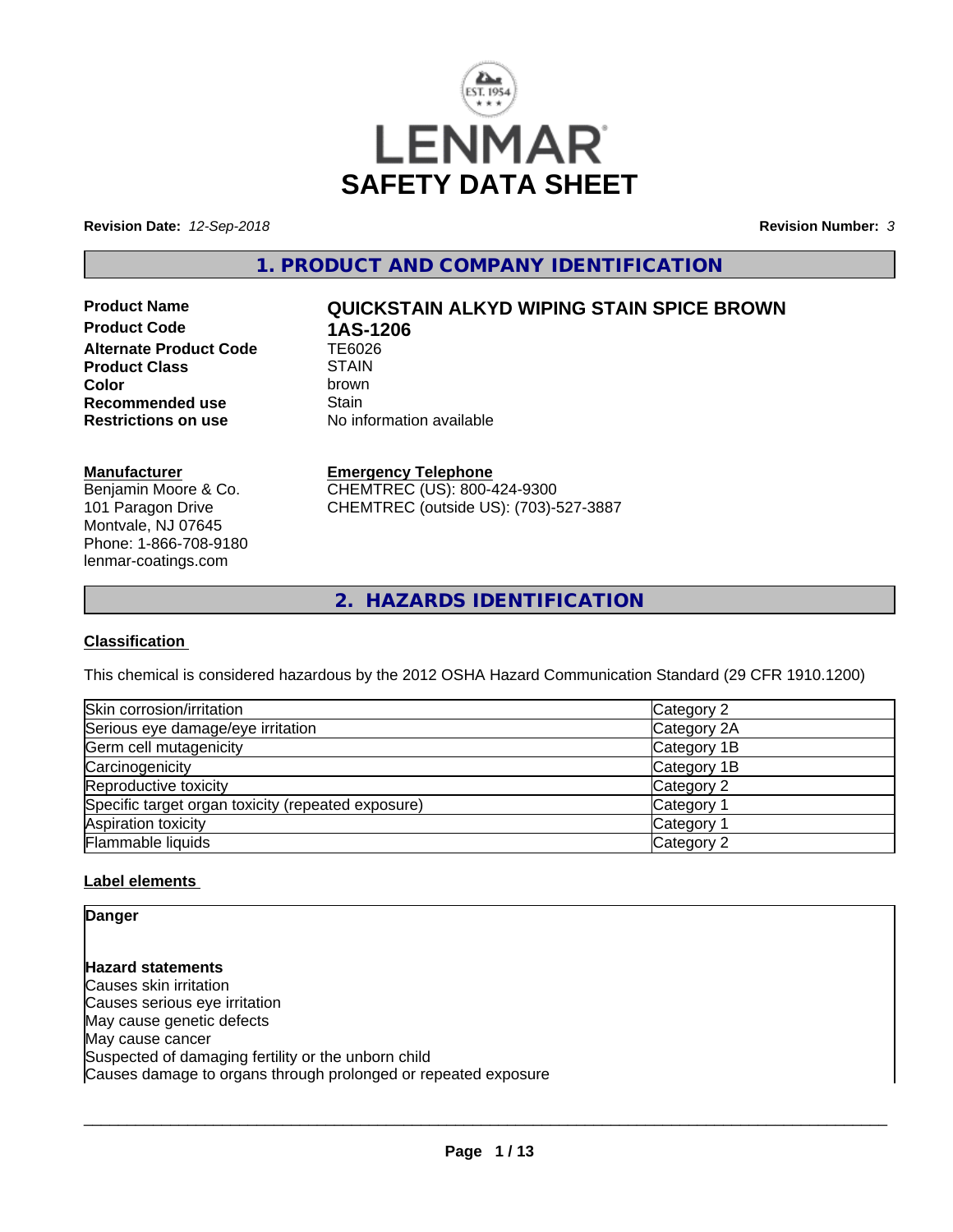# LENMAR

# SAFETY DATA SHEET

**Revision Date:** *12-Sep-2018*

**Revision Number:** *3*

## 1. PRODUCT AND COMPANY IDENTIFICATION

| | |
|---|---|
| **Product Name** | **QUICKSTAIN ALKYD WIPING STAIN SPICE BROWN** |
| **Product Code** | **1AS-1206** |
| **Alternate Product Code** | TE6026 |
| **Product Class** | STAIN |
| **Color** | brown |
| **Recommended use** | Stain |
| **Restrictions on use** | No information available |

**Manufacturer**
Benjamin Moore & Co.
101 Paragon Drive
Montvale, NJ 07645
Phone: 1-866-708-9180
lenmar-coatings.com

**Emergency Telephone**
CHEMTREC (US): 800-424-9300
CHEMTREC (outside US): (703)-527-3887

## 2. HAZARDS IDENTIFICATION

### Classification

This chemical is considered hazardous by the 2012 OSHA Hazard Communication Standard (29 CFR 1910.1200)

| | |
|---|---|
| Skin corrosion/irritation | Category 2 |
| Serious eye damage/eye irritation | Category 2A |
| Germ cell mutagenicity | Category 1B |
| Carcinogenicity | Category 1B |
| Reproductive toxicity | Category 2 |
| Specific target organ toxicity (repeated exposure) | Category 1 |
| Aspiration toxicity | Category 1 |
| Flammable liquids | Category 2 |

### Label elements

**Danger**

**Hazard statements**
Causes skin irritation
Causes serious eye irritation
May cause genetic defects
May cause cancer
Suspected of damaging fertility or the unborn child
Causes damage to organs through prolonged or repeated exposure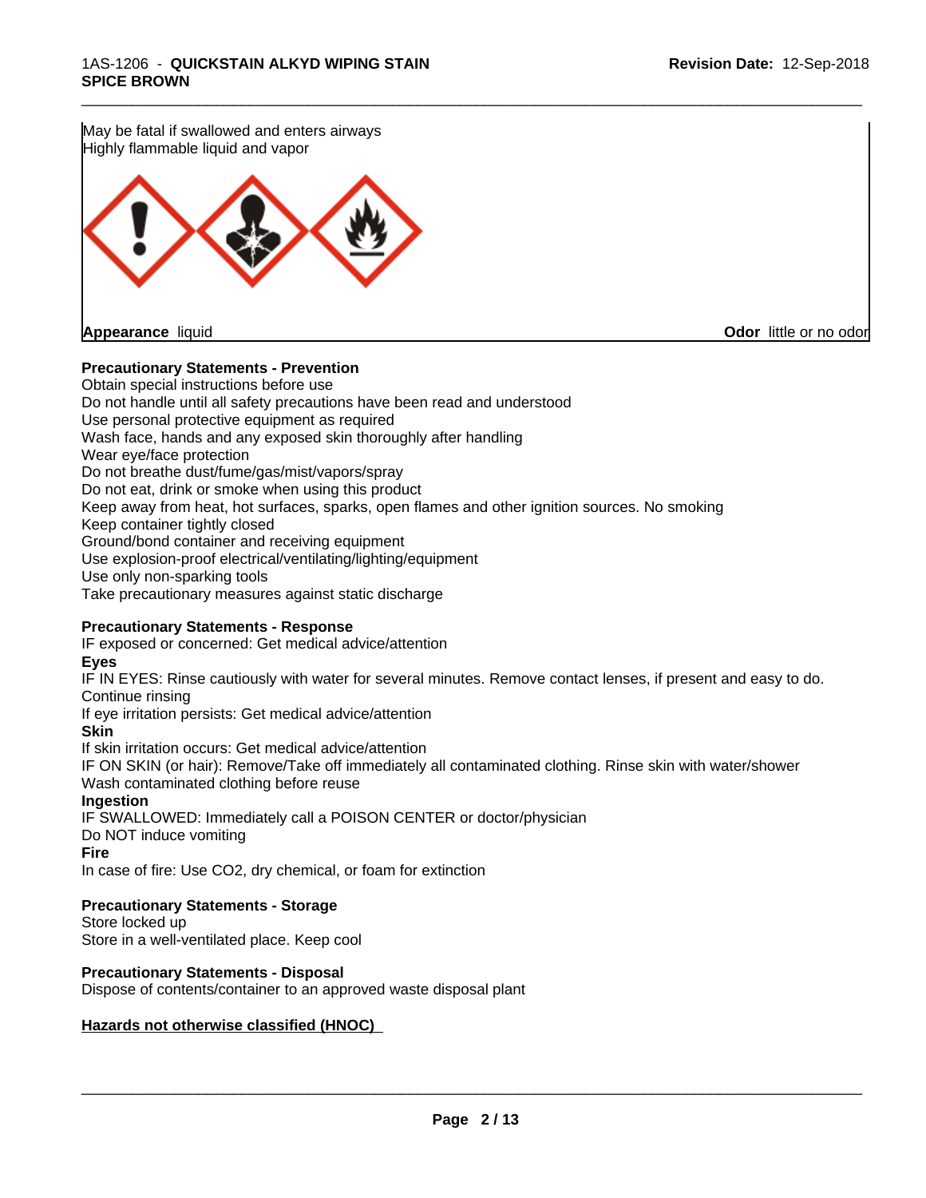May be fatal if swallowed and enters airways
Highly flammable liquid and vapor

**Appearance** liquid **Odor** little or no odor

**Precautionary Statements - Prevention**

Obtain special instructions before use
Do not handle until all safety precautions have been read and understood
Use personal protective equipment as required
Wash face, hands and any exposed skin thoroughly after handling
Wear eye/face protection
Do not breathe dust/fume/gas/mist/vapors/spray
Do not eat, drink or smoke when using this product
Keep away from heat, hot surfaces, sparks, open flames and other ignition sources. No smoking
Keep container tightly closed
Ground/bond container and receiving equipment
Use explosion-proof electrical/ventilating/lighting/equipment
Use only non-sparking tools
Take precautionary measures against static discharge

**Precautionary Statements - Response**

IF exposed or concerned: Get medical advice/attention

**Eyes**

IF IN EYES: Rinse cautiously with water for several minutes. Remove contact lenses, if present and easy to do. Continue rinsing
If eye irritation persists: Get medical advice/attention

**Skin**

If skin irritation occurs: Get medical advice/attention
IF ON SKIN (or hair): Remove/Take off immediately all contaminated clothing. Rinse skin with water/shower
Wash contaminated clothing before reuse

**Ingestion**

IF SWALLOWED: Immediately call a POISON CENTER or doctor/physician
Do NOT induce vomiting

**Fire**

In case of fire: Use CO2, dry chemical, or foam for extinction

**Precautionary Statements - Storage**

Store locked up
Store in a well-ventilated place. Keep cool

**Precautionary Statements - Disposal**

Dispose of contents/container to an approved waste disposal plant

**Hazards not otherwise classified (HNOC)**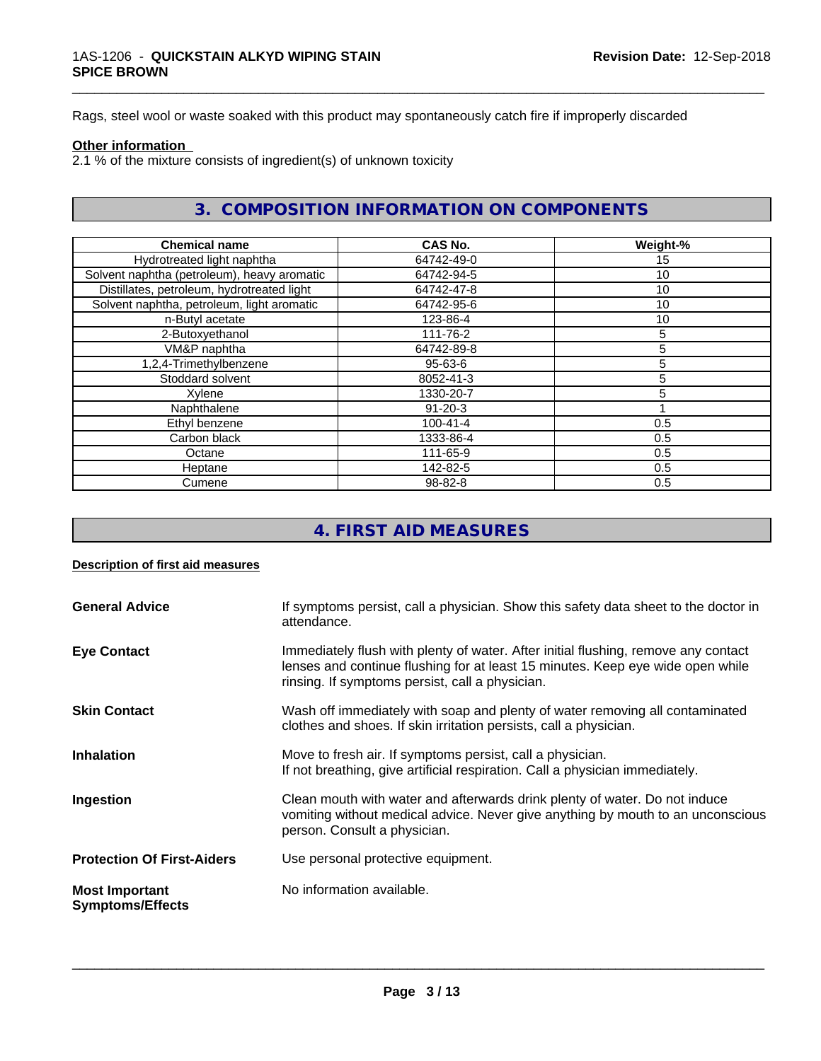Rags, steel wool or waste soaked with this product may spontaneously catch fire if improperly discarded

**Other information**

2.1 % of the mixture consists of ingredient(s) of unknown toxicity

## 3. COMPOSITION INFORMATION ON COMPONENTS

| Chemical name | CAS No. | Weight-% |
|---|---|---|
| Hydrotreated light naphtha | 64742-49-0 | 15 |
| Solvent naphtha (petroleum), heavy aromatic | 64742-94-5 | 10 |
| Distillates, petroleum, hydrotreated light | 64742-47-8 | 10 |
| Solvent naphtha, petroleum, light aromatic | 64742-95-6 | 10 |
| n-Butyl acetate | 123-86-4 | 10 |
| 2-Butoxyethanol | 111-76-2 | 5 |
| VM&P naphtha | 64742-89-8 | 5 |
| 1,2,4-Trimethylbenzene | 95-63-6 | 5 |
| Stoddard solvent | 8052-41-3 | 5 |
| Xylene | 1330-20-7 | 5 |
| Naphthalene | 91-20-3 | 1 |
| Ethyl benzene | 100-41-4 | 0.5 |
| Carbon black | 1333-86-4 | 0.5 |
| Octane | 111-65-9 | 0.5 |
| Heptane | 142-82-5 | 0.5 |
| Cumene | 98-82-8 | 0.5 |

## 4. FIRST AID MEASURES

**Description of first aid measures**

**General Advice**
If symptoms persist, call a physician. Show this safety data sheet to the doctor in attendance.

**Eye Contact**
Immediately flush with plenty of water. After initial flushing, remove any contact lenses and continue flushing for at least 15 minutes. Keep eye wide open while rinsing. If symptoms persist, call a physician.

**Skin Contact**
Wash off immediately with soap and plenty of water removing all contaminated clothes and shoes. If skin irritation persists, call a physician.

**Inhalation**
Move to fresh air. If symptoms persist, call a physician.
If not breathing, give artificial respiration. Call a physician immediately.

**Ingestion**
Clean mouth with water and afterwards drink plenty of water. Do not induce vomiting without medical advice. Never give anything by mouth to an unconscious person. Consult a physician.

**Protection Of First-Aiders**
Use personal protective equipment.

**Most Important Symptoms/Effects**
No information available.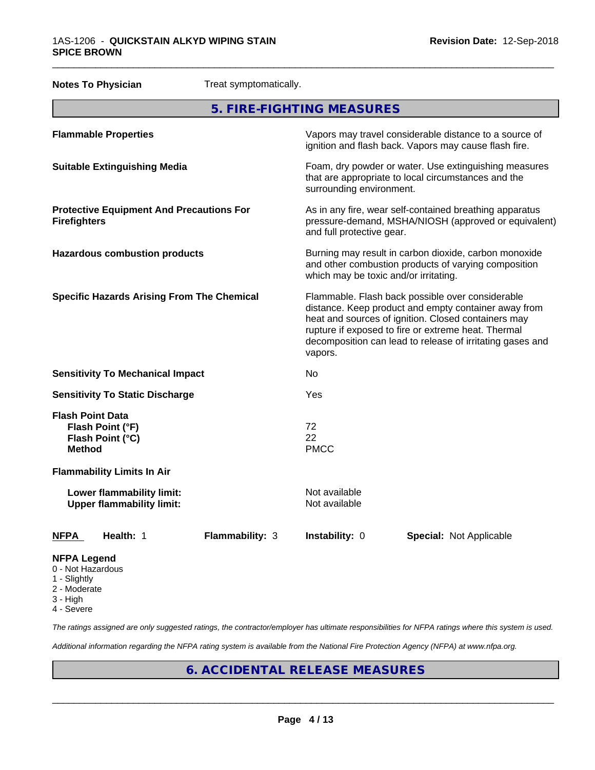**Notes To Physician** Treat symptomatically.

## 5. FIRE-FIGHTING MEASURES

| | |
|---|---|
| **Flammable Properties** | Vapors may travel considerable distance to a source of ignition and flash back. Vapors may cause flash fire. |
| **Suitable Extinguishing Media** | Foam, dry powder or water. Use extinguishing measures that are appropriate to local circumstances and the surrounding environment. |
| **Protective Equipment And Precautions For Firefighters** | As in any fire, wear self-contained breathing apparatus pressure-demand, MSHA/NIOSH (approved or equivalent) and full protective gear. |
| **Hazardous combustion products** | Burning may result in carbon dioxide, carbon monoxide and other combustion products of varying composition which may be toxic and/or irritating. |
| **Specific Hazards Arising From The Chemical** | Flammable. Flash back possible over considerable distance. Keep product and empty container away from heat and sources of ignition. Closed containers may rupture if exposed to fire or extreme heat. Thermal decomposition can lead to release of irritating gases and vapors. |
| **Sensitivity To Mechanical Impact** | No |
| **Sensitivity To Static Discharge** | Yes |
| **Flash Point Data** | |
| **Flash Point (°F)** | 72 |
| **Flash Point (°C)** | 22 |
| **Method** | PMCC |
| **Flammability Limits In Air** | |
| **Lower flammability limit:** | Not available |
| **Upper flammability limit:** | Not available |

| **NFPA** | **Health:** 1 | **Flammability:** 3 | **Instability:** 0 | **Special:** Not Applicable |
|---|---|---|---|---|

**NFPA Legend**
- 0 - Not Hazardous
- 1 - Slightly
- 2 - Moderate
- 3 - High
- 4 - Severe

*The ratings assigned are only suggested ratings, the contractor/employer has ultimate responsibilities for NFPA ratings where this system is used.*

*Additional information regarding the NFPA rating system is available from the National Fire Protection Agency (NFPA) at www.nfpa.org.*

## 6. ACCIDENTAL RELEASE MEASURES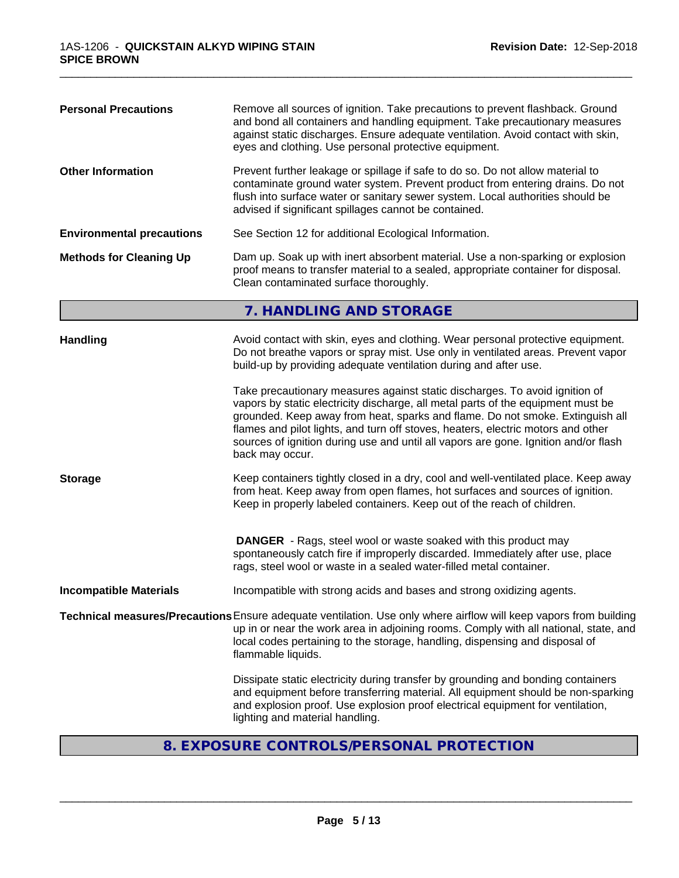**Personal Precautions** Remove all sources of ignition. Take precautions to prevent flashback. Ground and bond all containers and handling equipment. Take precautionary measures against static discharges. Ensure adequate ventilation. Avoid contact with skin, eyes and clothing. Use personal protective equipment.

**Other Information** Prevent further leakage or spillage if safe to do so. Do not allow material to contaminate ground water system. Prevent product from entering drains. Do not flush into surface water or sanitary sewer system. Local authorities should be advised if significant spillages cannot be contained.

**Environmental precautions** See Section 12 for additional Ecological Information.

**Methods for Cleaning Up** Dam up. Soak up with inert absorbent material. Use a non-sparking or explosion proof means to transfer material to a sealed, appropriate container for disposal. Clean contaminated surface thoroughly.

## 7. HANDLING AND STORAGE

**Handling** Avoid contact with skin, eyes and clothing. Wear personal protective equipment. Do not breathe vapors or spray mist. Use only in ventilated areas. Prevent vapor build-up by providing adequate ventilation during and after use.

Take precautionary measures against static discharges. To avoid ignition of vapors by static electricity discharge, all metal parts of the equipment must be grounded. Keep away from heat, sparks and flame. Do not smoke. Extinguish all flames and pilot lights, and turn off stoves, heaters, electric motors and other sources of ignition during use and until all vapors are gone. Ignition and/or flash back may occur.

**Storage** Keep containers tightly closed in a dry, cool and well-ventilated place. Keep away from heat. Keep away from open flames, hot surfaces and sources of ignition. Keep in properly labeled containers. Keep out of the reach of children.

**DANGER** - Rags, steel wool or waste soaked with this product may spontaneously catch fire if improperly discarded. Immediately after use, place rags, steel wool or waste in a sealed water-filled metal container.

**Incompatible Materials** Incompatible with strong acids and bases and strong oxidizing agents.

**Technical measures/Precautions** Ensure adequate ventilation. Use only where airflow will keep vapors from building up in or near the work area in adjoining rooms. Comply with all national, state, and local codes pertaining to the storage, handling, dispensing and disposal of flammable liquids.

Dissipate static electricity during transfer by grounding and bonding containers and equipment before transferring material. All equipment should be non-sparking and explosion proof. Use explosion proof electrical equipment for ventilation, lighting and material handling.

## 8. EXPOSURE CONTROLS/PERSONAL PROTECTION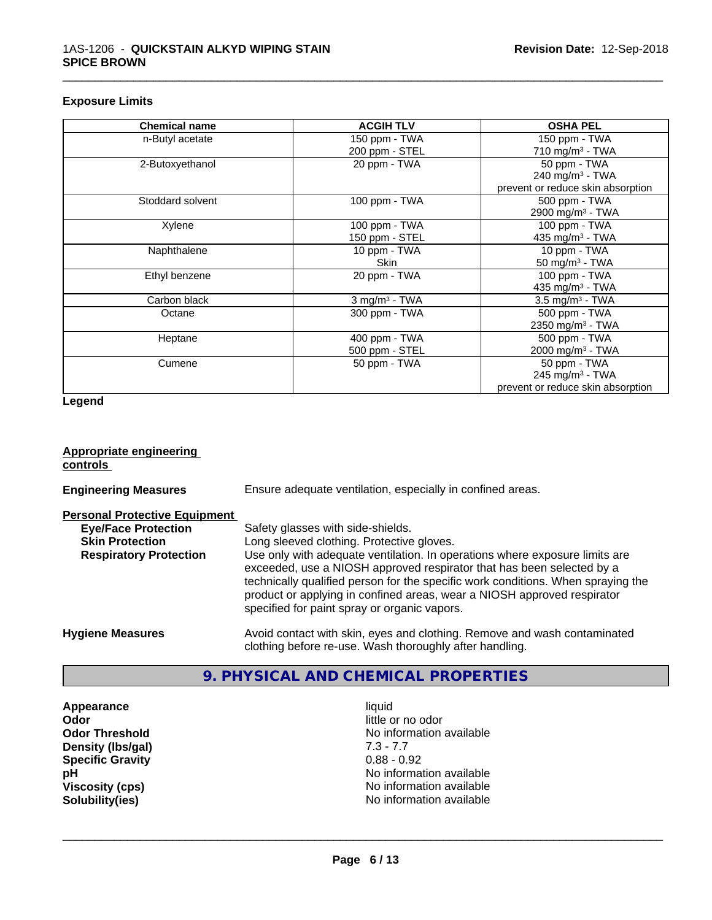### Exposure Limits

| Chemical name | ACGIH TLV | OSHA PEL |
|---|---|---|
| n-Butyl acetate | 150 ppm - TWA<br>200 ppm - STEL | 150 ppm - TWA<br>710 mg/m³ - TWA |
| 2-Butoxyethanol | 20 ppm - TWA | 50 ppm - TWA<br>240 mg/m³ - TWA<br>prevent or reduce skin absorption |
| Stoddard solvent | 100 ppm - TWA | 500 ppm - TWA<br>2900 mg/m³ - TWA |
| Xylene | 100 ppm - TWA<br>150 ppm - STEL | 100 ppm - TWA<br>435 mg/m³ - TWA |
| Naphthalene | 10 ppm - TWA<br>Skin | 10 ppm - TWA<br>50 mg/m³ - TWA |
| Ethyl benzene | 20 ppm - TWA | 100 ppm - TWA<br>435 mg/m³ - TWA |
| Carbon black | 3 mg/m³ - TWA | 3.5 mg/m³ - TWA |
| Octane | 300 ppm - TWA | 500 ppm - TWA<br>2350 mg/m³ - TWA |
| Heptane | 400 ppm - TWA<br>500 ppm - STEL | 500 ppm - TWA<br>2000 mg/m³ - TWA |
| Cumene | 50 ppm - TWA | 50 ppm - TWA<br>245 mg/m³ - TWA<br>prevent or reduce skin absorption |

**Legend**

**Appropriate engineering controls**

**Engineering Measures** Ensure adequate ventilation, especially in confined areas.

**Personal Protective Equipment**

**Eye/Face Protection** Safety glasses with side-shields.

**Skin Protection** Long sleeved clothing. Protective gloves.

**Respiratory Protection** Use only with adequate ventilation. In operations where exposure limits are exceeded, use a NIOSH approved respirator that has been selected by a technically qualified person for the specific work conditions. When spraying the product or applying in confined areas, wear a NIOSH approved respirator specified for paint spray or organic vapors.

**Hygiene Measures** Avoid contact with skin, eyes and clothing. Remove and wash contaminated clothing before re-use. Wash thoroughly after handling.

## 9. PHYSICAL AND CHEMICAL PROPERTIES

**Appearance** liquid
**Odor** little or no odor
**Odor Threshold** No information available
**Density (lbs/gal)** 7.3 - 7.7
**Specific Gravity** 0.88 - 0.92
**pH** No information available
**Viscosity (cps)** No information available
**Solubility(ies)** No information available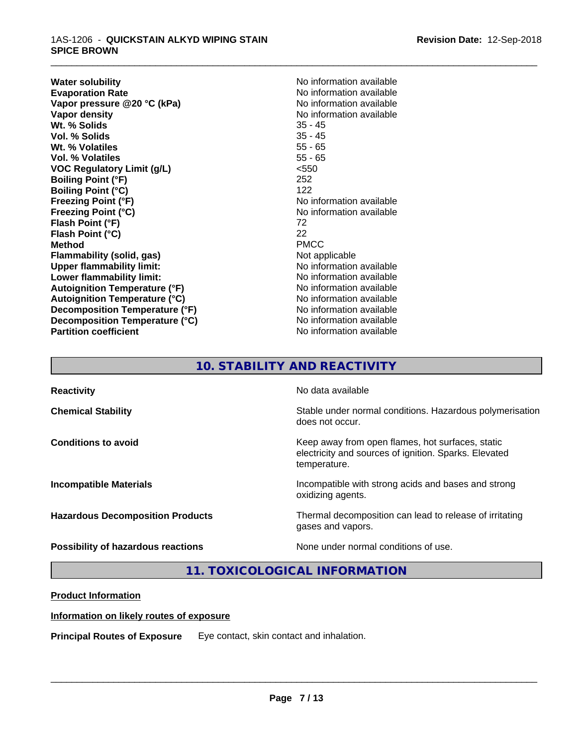| | |
|---|---|
| **Water solubility** | No information available |
| **Evaporation Rate** | No information available |
| **Vapor pressure @20 °C (kPa)** | No information available |
| **Vapor density** | No information available |
| **Wt. % Solids** | 35 - 45 |
| **Vol. % Solids** | 35 - 45 |
| **Wt. % Volatiles** | 55 - 65 |
| **Vol. % Volatiles** | 55 - 65 |
| **VOC Regulatory Limit (g/L)** | <550 |
| **Boiling Point (°F)** | 252 |
| **Boiling Point (°C)** | 122 |
| **Freezing Point (°F)** | No information available |
| **Freezing Point (°C)** | No information available |
| **Flash Point (°F)** | 72 |
| **Flash Point (°C)** | 22 |
| **Method** | PMCC |
| **Flammability (solid, gas)** | Not applicable |
| **Upper flammability limit:** | No information available |
| **Lower flammability limit:** | No information available |
| **Autoignition Temperature (°F)** | No information available |
| **Autoignition Temperature (°C)** | No information available |
| **Decomposition Temperature (°F)** | No information available |
| **Decomposition Temperature (°C)** | No information available |
| **Partition coefficient** | No information available |

## 10. STABILITY AND REACTIVITY

| | |
|---|---|
| **Reactivity** | No data available |
| **Chemical Stability** | Stable under normal conditions. Hazardous polymerisation does not occur. |
| **Conditions to avoid** | Keep away from open flames, hot surfaces, static electricity and sources of ignition. Sparks. Elevated temperature. |
| **Incompatible Materials** | Incompatible with strong acids and bases and strong oxidizing agents. |
| **Hazardous Decomposition Products** | Thermal decomposition can lead to release of irritating gases and vapors. |
| **Possibility of hazardous reactions** | None under normal conditions of use. |

## 11. TOXICOLOGICAL INFORMATION

**Product Information**

**Information on likely routes of exposure**

**Principal Routes of Exposure** Eye contact, skin contact and inhalation.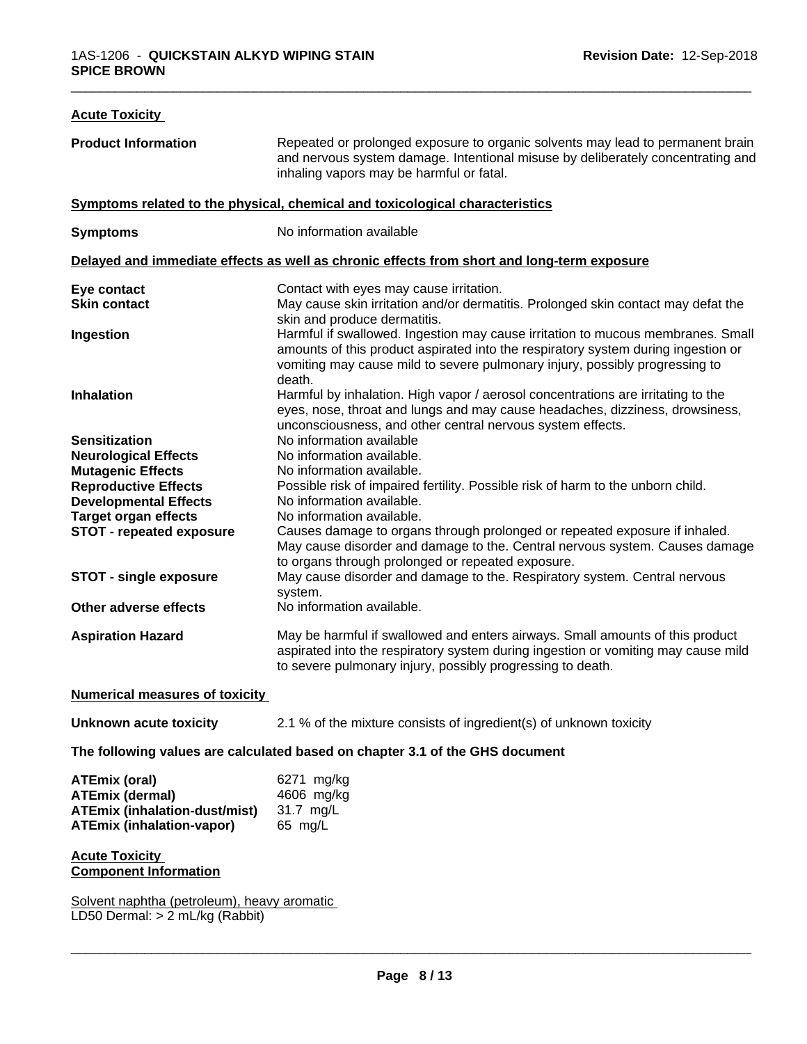## Acute Toxicity

**Product Information**: Repeated or prolonged exposure to organic solvents may lead to permanent brain and nervous system damage. Intentional misuse by deliberately concentrating and inhaling vapors may be harmful or fatal.

### Symptoms related to the physical, chemical and toxicological characteristics

**Symptoms**: No information available

### Delayed and immediate effects as well as chronic effects from short and long-term exposure

| | |
|---|---|
| **Eye contact** | Contact with eyes may cause irritation. |
| **Skin contact** | May cause skin irritation and/or dermatitis. Prolonged skin contact may defat the skin and produce dermatitis. |
| **Ingestion** | Harmful if swallowed. Ingestion may cause irritation to mucous membranes. Small amounts of this product aspirated into the respiratory system during ingestion or vomiting may cause mild to severe pulmonary injury, possibly progressing to death. |
| **Inhalation** | Harmful by inhalation. High vapor / aerosol concentrations are irritating to the eyes, nose, throat and lungs and may cause headaches, dizziness, drowsiness, unconsciousness, and other central nervous system effects. |
| **Sensitization** | No information available |
| **Neurological Effects** | No information available. |
| **Mutagenic Effects** | No information available. |
| **Reproductive Effects** | Possible risk of impaired fertility. Possible risk of harm to the unborn child. |
| **Developmental Effects** | No information available. |
| **Target organ effects** | No information available. |
| **STOT - repeated exposure** | Causes damage to organs through prolonged or repeated exposure if inhaled. May cause disorder and damage to the. Central nervous system. Causes damage to organs through prolonged or repeated exposure. |
| **STOT - single exposure** | May cause disorder and damage to the. Respiratory system. Central nervous system. |
| **Other adverse effects** | No information available. |
| **Aspiration Hazard** | May be harmful if swallowed and enters airways. Small amounts of this product aspirated into the respiratory system during ingestion or vomiting may cause mild to severe pulmonary injury, possibly progressing to death. |

### Numerical measures of toxicity

**Unknown acute toxicity**: 2.1 % of the mixture consists of ingredient(s) of unknown toxicity

**The following values are calculated based on chapter 3.1 of the GHS document**

| | |
|---|---|
| **ATEmix (oral)** | 6271 mg/kg |
| **ATEmix (dermal)** | 4606 mg/kg |
| **ATEmix (inhalation-dust/mist)** | 31.7 mg/L |
| **ATEmix (inhalation-vapor)** | 65 mg/L |

### Acute Toxicity
### Component Information

Solvent naphtha (petroleum), heavy aromatic
LD50 Dermal: > 2 mL/kg (Rabbit)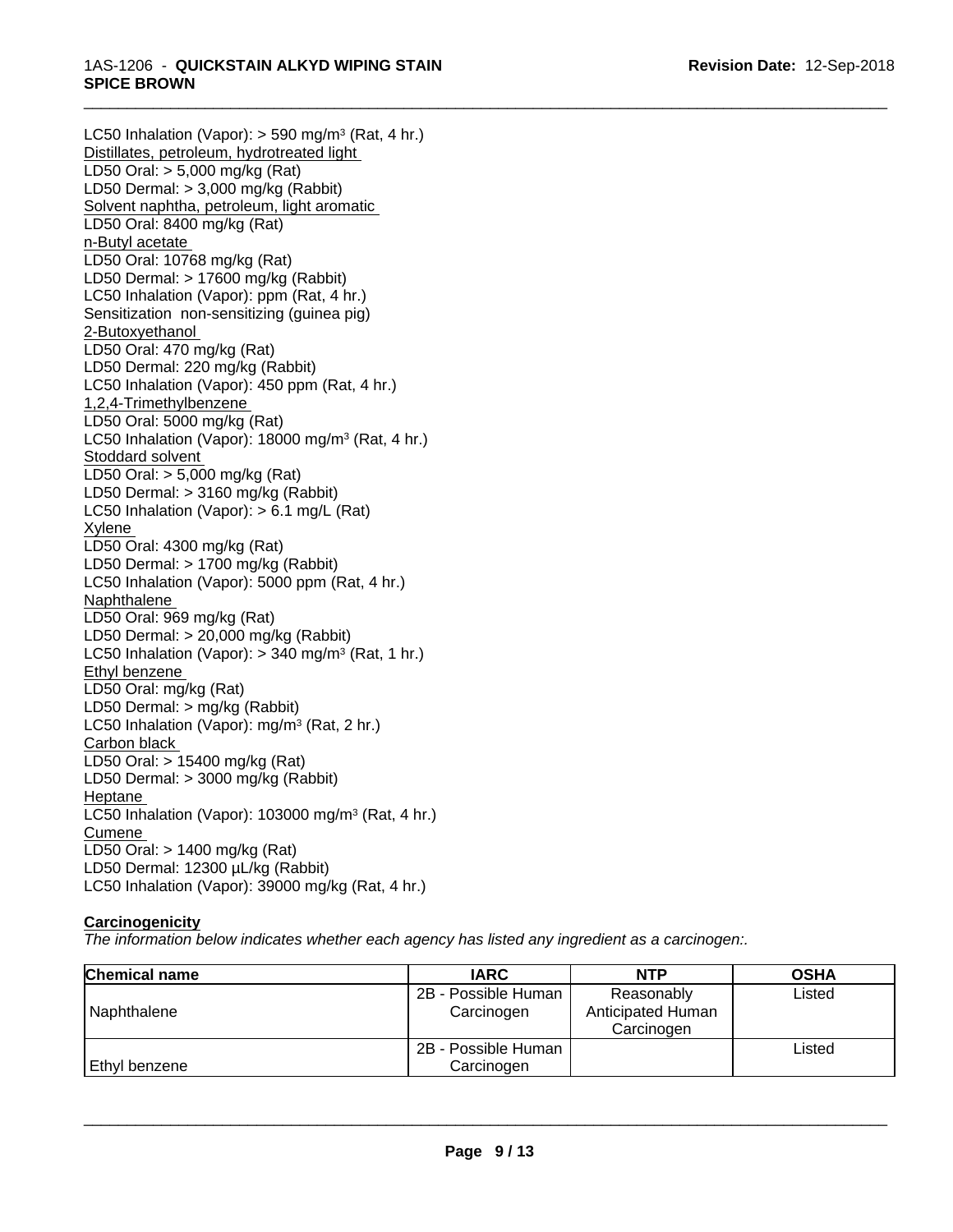LC50 Inhalation (Vapor): > 590 mg/m$^3$ (Rat, 4 hr.)
Distillates, petroleum, hydrotreated light
LD50 Oral: > 5,000 mg/kg (Rat)
LD50 Dermal: > 3,000 mg/kg (Rabbit)
Solvent naphtha, petroleum, light aromatic
LD50 Oral: 8400 mg/kg (Rat)
n-Butyl acetate
LD50 Oral: 10768 mg/kg (Rat)
LD50 Dermal: > 17600 mg/kg (Rabbit)
LC50 Inhalation (Vapor): ppm (Rat, 4 hr.)
Sensitization non-sensitizing (guinea pig)
2-Butoxyethanol
LD50 Oral: 470 mg/kg (Rat)
LD50 Dermal: 220 mg/kg (Rabbit)
LC50 Inhalation (Vapor): 450 ppm (Rat, 4 hr.)
1,2,4-Trimethylbenzene
LD50 Oral: 5000 mg/kg (Rat)
LC50 Inhalation (Vapor): 18000 mg/m$^3$ (Rat, 4 hr.)
Stoddard solvent
LD50 Oral: > 5,000 mg/kg (Rat)
LD50 Dermal: > 3160 mg/kg (Rabbit)
LC50 Inhalation (Vapor): > 6.1 mg/L (Rat)
Xylene
LD50 Oral: 4300 mg/kg (Rat)
LD50 Dermal: > 1700 mg/kg (Rabbit)
LC50 Inhalation (Vapor): 5000 ppm (Rat, 4 hr.)
Naphthalene
LD50 Oral: 969 mg/kg (Rat)
LD50 Dermal: > 20,000 mg/kg (Rabbit)
LC50 Inhalation (Vapor): > 340 mg/m$^3$ (Rat, 1 hr.)
Ethyl benzene
LD50 Oral: mg/kg (Rat)
LD50 Dermal: > mg/kg (Rabbit)
LC50 Inhalation (Vapor): mg/m$^3$ (Rat, 2 hr.)
Carbon black
LD50 Oral: > 15400 mg/kg (Rat)
LD50 Dermal: > 3000 mg/kg (Rabbit)
Heptane
LC50 Inhalation (Vapor): 103000 mg/m$^3$ (Rat, 4 hr.)
Cumene
LD50 Oral: > 1400 mg/kg (Rat)
LD50 Dermal: 12300 µL/kg (Rabbit)
LC50 Inhalation (Vapor): 39000 mg/kg (Rat, 4 hr.)

**Carcinogenicity**

*The information below indicates whether each agency has listed any ingredient as a carcinogen:.*

| Chemical name | IARC | NTP | OSHA |
|---|---|---|---|
| Naphthalene | 2B - Possible Human Carcinogen | Reasonably Anticipated Human Carcinogen | Listed |
| Ethyl benzene | 2B - Possible Human Carcinogen | | Listed |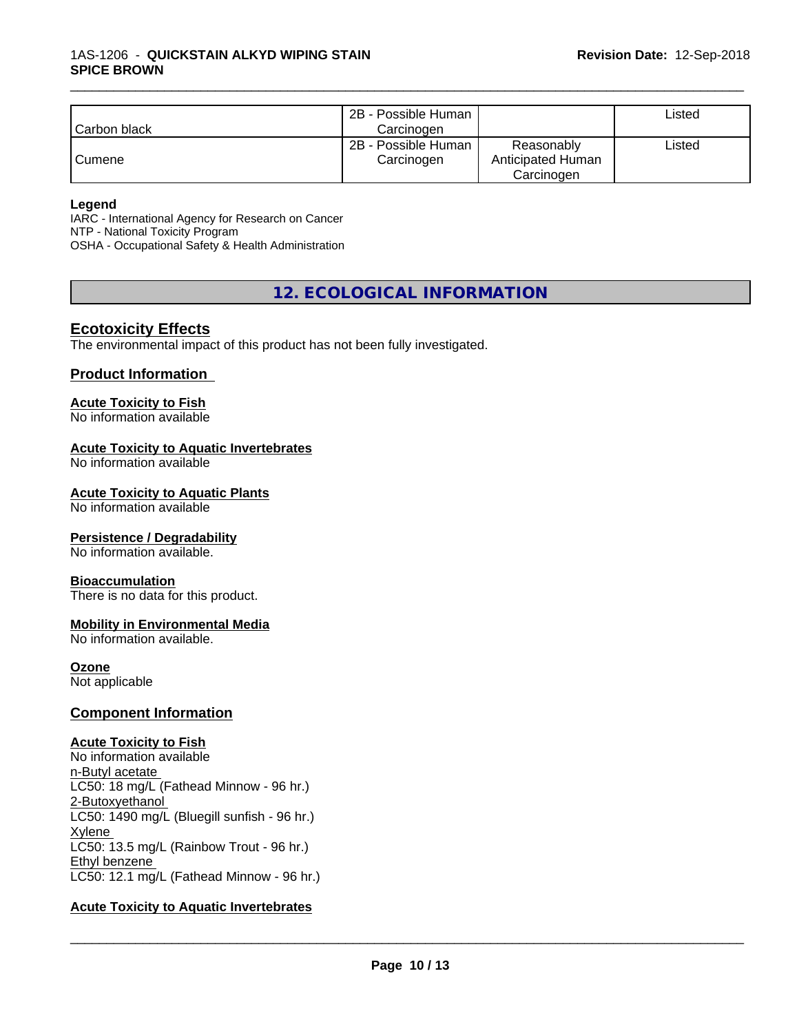| | | | |
|---|---|---|---|
| Carbon black | 2B - Possible Human Carcinogen | | Listed |
| Cumene | 2B - Possible Human Carcinogen | Reasonably Anticipated Human Carcinogen | Listed |

**Legend**

IARC - International Agency for Research on Cancer
NTP - National Toxicity Program
OSHA - Occupational Safety & Health Administration

## 12. ECOLOGICAL INFORMATION

### Ecotoxicity Effects

The environmental impact of this product has not been fully investigated.

### Product Information

**Acute Toxicity to Fish**
No information available

**Acute Toxicity to Aquatic Invertebrates**
No information available

**Acute Toxicity to Aquatic Plants**
No information available

**Persistence / Degradability**
No information available.

**Bioaccumulation**
There is no data for this product.

**Mobility in Environmental Media**
No information available.

**Ozone**
Not applicable

### Component Information

**Acute Toxicity to Fish**
No information available
n-Butyl acetate
LC50: 18 mg/L (Fathead Minnow - 96 hr.)
2-Butoxyethanol
LC50: 1490 mg/L (Bluegill sunfish - 96 hr.)
Xylene
LC50: 13.5 mg/L (Rainbow Trout - 96 hr.)
Ethyl benzene
LC50: 12.1 mg/L (Fathead Minnow - 96 hr.)

**Acute Toxicity to Aquatic Invertebrates**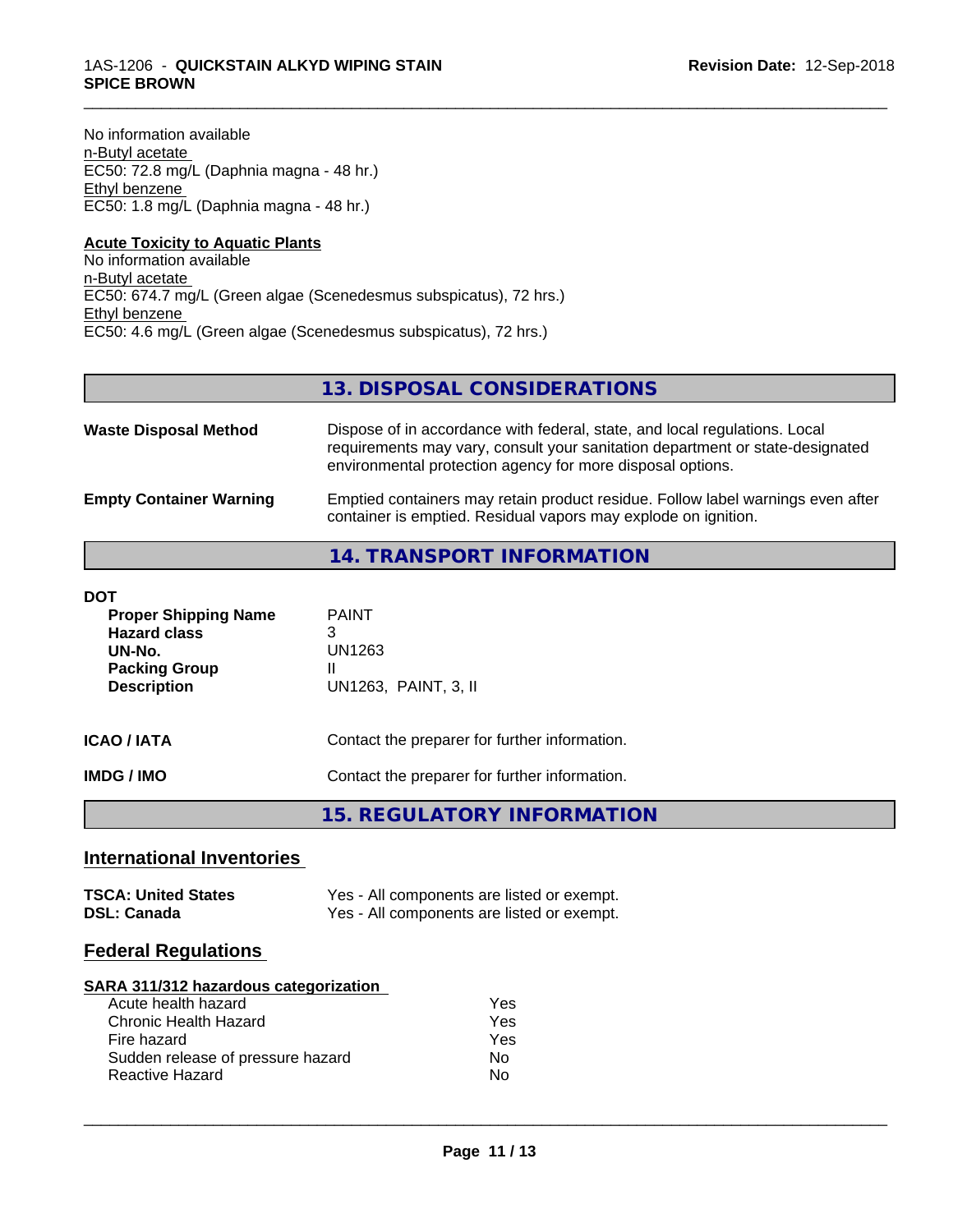No information available
n-Butyl acetate
EC50: 72.8 mg/L (Daphnia magna - 48 hr.)
Ethyl benzene
EC50: 1.8 mg/L (Daphnia magna - 48 hr.)

**Acute Toxicity to Aquatic Plants**
No information available
n-Butyl acetate
EC50: 674.7 mg/L (Green algae (Scenedesmus subspicatus), 72 hrs.)
Ethyl benzene
EC50: 4.6 mg/L (Green algae (Scenedesmus subspicatus), 72 hrs.)

## 13. DISPOSAL CONSIDERATIONS

| | |
|---|---|
| **Waste Disposal Method** | Dispose of in accordance with federal, state, and local regulations. Local requirements may vary, consult your sanitation department or state-designated environmental protection agency for more disposal options. |
| **Empty Container Warning** | Emptied containers may retain product residue. Follow label warnings even after container is emptied. Residual vapors may explode on ignition. |

## 14. TRANSPORT INFORMATION

**DOT**

| | |
|---|---|
| **Proper Shipping Name** | PAINT |
| **Hazard class** | 3 |
| **UN-No.** | UN1263 |
| **Packing Group** | II |
| **Description** | UN1263, PAINT, 3, II |

| | |
|---|---|
| **ICAO / IATA** | Contact the preparer for further information. |
| **IMDG / IMO** | Contact the preparer for further information. |

## 15. REGULATORY INFORMATION

### International Inventories

| | |
|---|---|
| **TSCA: United States** | Yes - All components are listed or exempt. |
| **DSL: Canada** | Yes - All components are listed or exempt. |

### Federal Regulations

**SARA 311/312 hazardous categorization**

| | |
|---|---|
| Acute health hazard | Yes |
| Chronic Health Hazard | Yes |
| Fire hazard | Yes |
| Sudden release of pressure hazard | No |
| Reactive Hazard | No |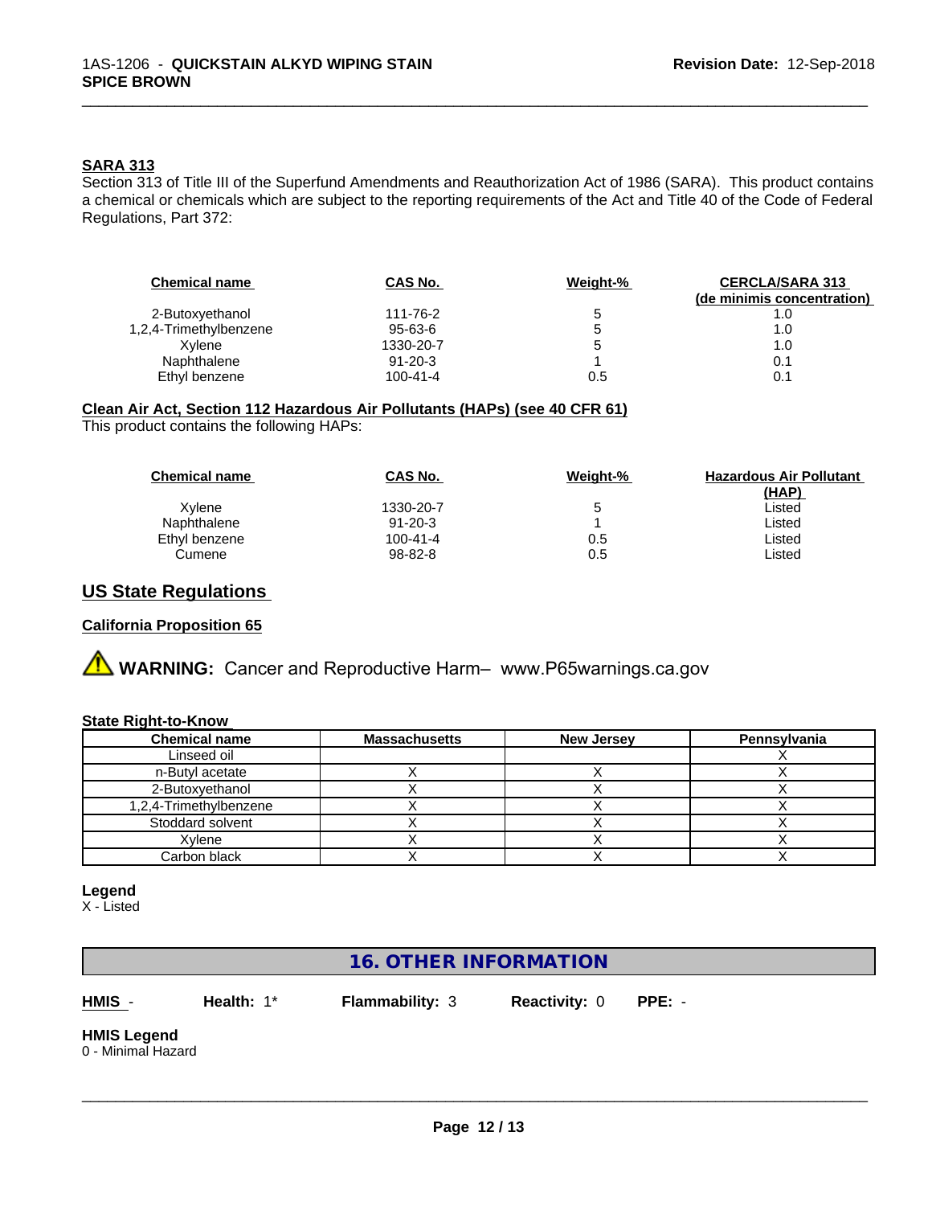### SARA 313

Section 313 of Title III of the Superfund Amendments and Reauthorization Act of 1986 (SARA). This product contains a chemical or chemicals which are subject to the reporting requirements of the Act and Title 40 of the Code of Federal Regulations, Part 372:

| Chemical name | CAS No. | Weight-% | CERCLA/SARA 313 (de minimis concentration) |
|---|---|---|---|
| 2-Butoxyethanol | 111-76-2 | 5 | 1.0 |
| 1,2,4-Trimethylbenzene | 95-63-6 | 5 | 1.0 |
| Xylene | 1330-20-7 | 5 | 1.0 |
| Naphthalene | 91-20-3 | 1 | 0.1 |
| Ethyl benzene | 100-41-4 | 0.5 | 0.1 |

### Clean Air Act, Section 112 Hazardous Air Pollutants (HAPs) (see 40 CFR 61)

This product contains the following HAPs:

| Chemical name | CAS No. | Weight-% | Hazardous Air Pollutant (HAP) |
|---|---|---|---|
| Xylene | 1330-20-7 | 5 | Listed |
| Naphthalene | 91-20-3 | 1 | Listed |
| Ethyl benzene | 100-41-4 | 0.5 | Listed |
| Cumene | 98-82-8 | 0.5 | Listed |

## US State Regulations

### California Proposition 65

⚠ **WARNING:** Cancer and Reproductive Harm– www.P65warnings.ca.gov

### State Right-to-Know

| Chemical name | Massachusetts | New Jersey | Pennsylvania |
|---|---|---|---|
| Linseed oil | | | X |
| n-Butyl acetate | X | X | X |
| 2-Butoxyethanol | X | X | X |
| 1,2,4-Trimethylbenzene | X | X | X |
| Stoddard solvent | X | X | X |
| Xylene | X | X | X |
| Carbon black | X | X | X |

**Legend**

X - Listed

## 16. OTHER INFORMATION

**HMIS** - **Health:** 1* **Flammability:** 3 **Reactivity:** 0 **PPE:** -

**HMIS Legend**

0 - Minimal Hazard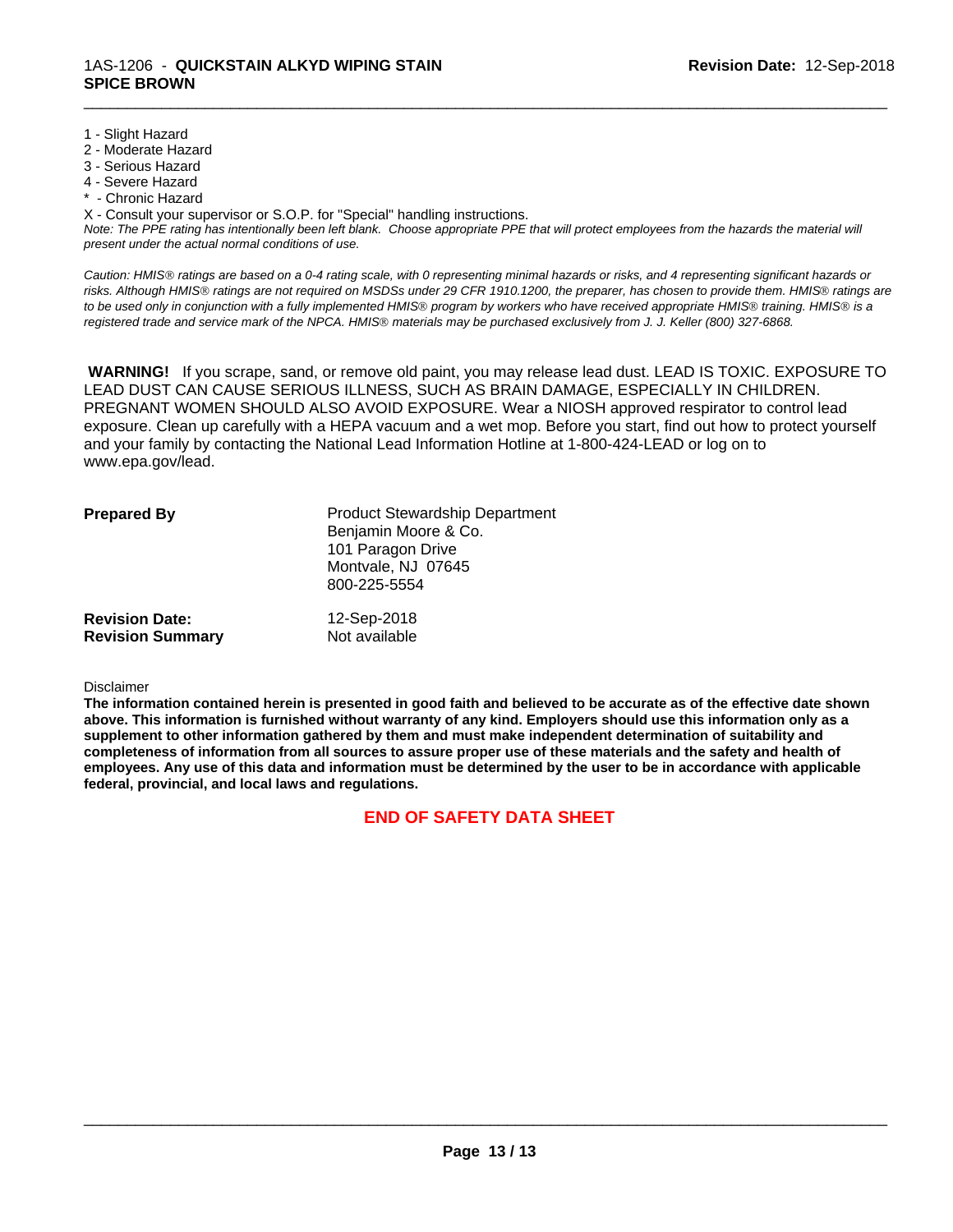1 - Slight Hazard
2 - Moderate Hazard
3 - Serious Hazard
4 - Severe Hazard
* - Chronic Hazard
X - Consult your supervisor or S.O.P. for "Special" handling instructions.

*Note: The PPE rating has intentionally been left blank. Choose appropriate PPE that will protect employees from the hazards the material will present under the actual normal conditions of use.*

*Caution: HMIS® ratings are based on a 0-4 rating scale, with 0 representing minimal hazards or risks, and 4 representing significant hazards or risks. Although HMIS® ratings are not required on MSDSs under 29 CFR 1910.1200, the preparer, has chosen to provide them. HMIS® ratings are to be used only in conjunction with a fully implemented HMIS® program by workers who have received appropriate HMIS® training. HMIS® is a registered trade and service mark of the NPCA. HMIS® materials may be purchased exclusively from J. J. Keller (800) 327-6868.*

**WARNING!** If you scrape, sand, or remove old paint, you may release lead dust. LEAD IS TOXIC. EXPOSURE TO LEAD DUST CAN CAUSE SERIOUS ILLNESS, SUCH AS BRAIN DAMAGE, ESPECIALLY IN CHILDREN. PREGNANT WOMEN SHOULD ALSO AVOID EXPOSURE. Wear a NIOSH approved respirator to control lead exposure. Clean up carefully with a HEPA vacuum and a wet mop. Before you start, find out how to protect yourself and your family by contacting the National Lead Information Hotline at 1-800-424-LEAD or log on to www.epa.gov/lead.

| | |
|---|---|
| **Prepared By** | Product Stewardship Department<br>Benjamin Moore & Co.<br>101 Paragon Drive<br>Montvale, NJ 07645<br>800-225-5554 |
| **Revision Date:** | 12-Sep-2018 |
| **Revision Summary** | Not available |

Disclaimer

**The information contained herein is presented in good faith and believed to be accurate as of the effective date shown above. This information is furnished without warranty of any kind. Employers should use this information only as a supplement to other information gathered by them and must make independent determination of suitability and completeness of information from all sources to assure proper use of these materials and the safety and health of employees. Any use of this data and information must be determined by the user to be in accordance with applicable federal, provincial, and local laws and regulations.**

**END OF SAFETY DATA SHEET**